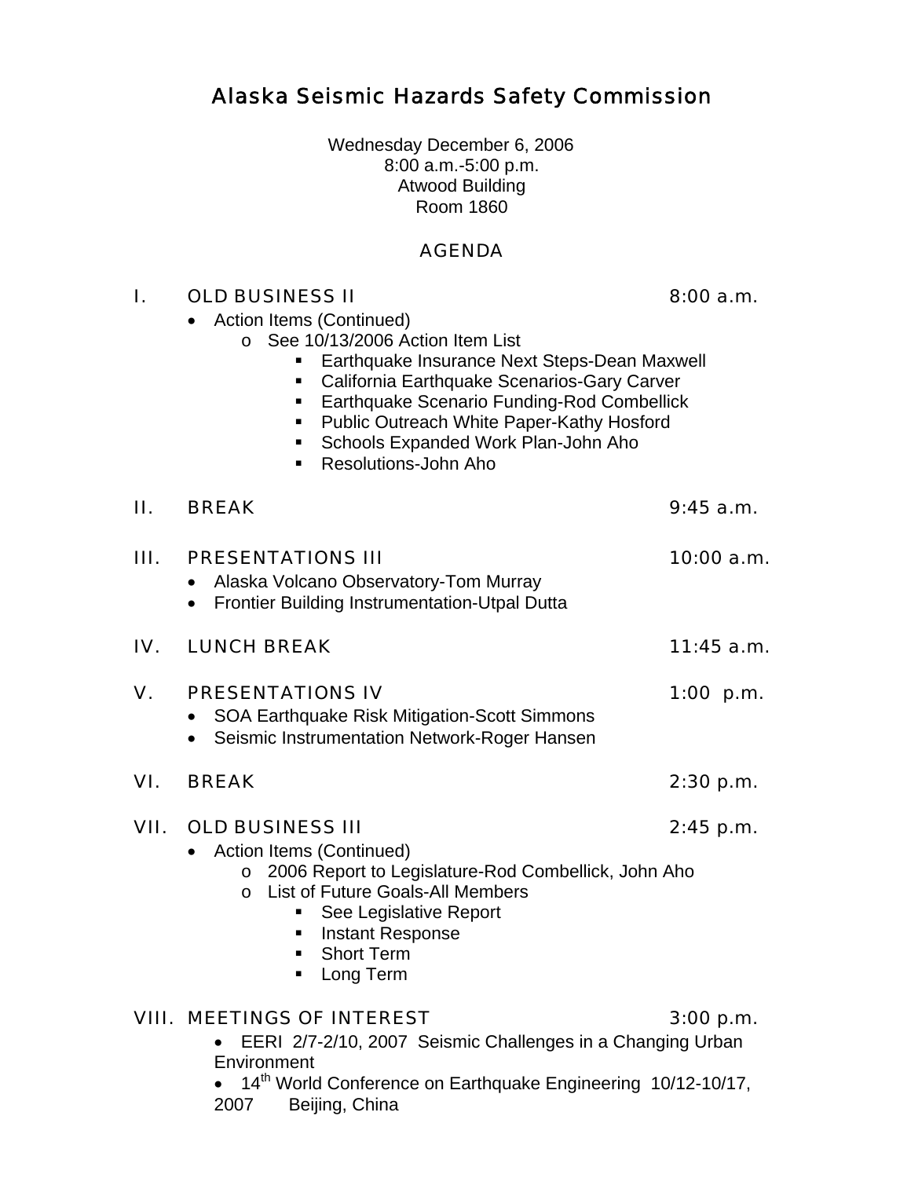# Alaska Seismic Hazards Safety Commission

Wednesday December 6, 2006
8:00 a.m.-5:00 p.m.
Atwood Building
Room 1860

## AGENDA

### I. OLD BUSINESS II — 8:00 a.m.

- Action Items (Continued)
  - See 10/13/2006 Action Item List
    - Earthquake Insurance Next Steps-Dean Maxwell
    - California Earthquake Scenarios-Gary Carver
    - Earthquake Scenario Funding-Rod Combellick
    - Public Outreach White Paper-Kathy Hosford
    - Schools Expanded Work Plan-John Aho
    - Resolutions-John Aho

### II. BREAK — 9:45 a.m.

### III. PRESENTATIONS III — 10:00 a.m.

- Alaska Volcano Observatory-Tom Murray
- Frontier Building Instrumentation-Utpal Dutta

### IV. LUNCH BREAK — 11:45 a.m.

### V. PRESENTATIONS IV — 1:00 p.m.

- SOA Earthquake Risk Mitigation-Scott Simmons
- Seismic Instrumentation Network-Roger Hansen

### VI. BREAK — 2:30 p.m.

### VII. OLD BUSINESS III — 2:45 p.m.

- Action Items (Continued)
  - 2006 Report to Legislature-Rod Combellick, John Aho
  - List of Future Goals-All Members
    - See Legislative Report
    - Instant Response
    - Short Term
    - Long Term

### VIII. MEETINGS OF INTEREST — 3:00 p.m.

- EERI 2/7-2/10, 2007 Seismic Challenges in a Changing Urban Environment
- 14th World Conference on Earthquake Engineering 10/12-10/17, 2007 Beijing, China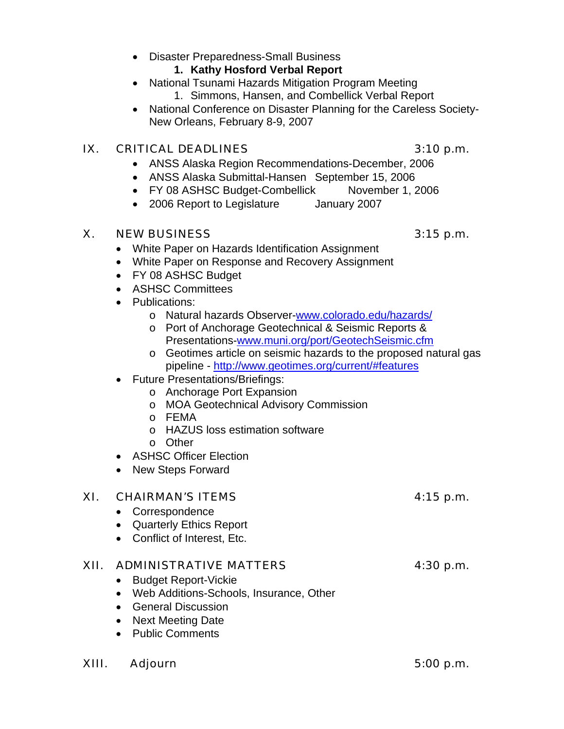- Disaster Preparedness-Small Business
  1. **Kathy Hosford Verbal Report**
- National Tsunami Hazards Mitigation Program Meeting
  1. Simmons, Hansen, and Combellick Verbal Report
- National Conference on Disaster Planning for the Careless Society-New Orleans, February 8-9, 2007

## IX. CRITICAL DEADLINES 3:10 p.m.

- ANSS Alaska Region Recommendations-December, 2006
- ANSS Alaska Submittal-Hansen September 15, 2006
- FY 08 ASHSC Budget-Combellick November 1, 2006
- 2006 Report to Legislature January 2007

## X. NEW BUSINESS 3:15 p.m.

- White Paper on Hazards Identification Assignment
- White Paper on Response and Recovery Assignment
- FY 08 ASHSC Budget
- ASHSC Committees
- Publications:
  - Natural hazards Observer-www.colorado.edu/hazards/
  - Port of Anchorage Geotechnical & Seismic Reports & Presentations-www.muni.org/port/GeotechSeismic.cfm
  - Geotimes article on seismic hazards to the proposed natural gas pipeline - http://www.geotimes.org/current/#features
- Future Presentations/Briefings:
  - Anchorage Port Expansion
  - MOA Geotechnical Advisory Commission
  - FEMA
  - HAZUS loss estimation software
  - Other
- ASHSC Officer Election
- New Steps Forward

## XI. CHAIRMAN'S ITEMS 4:15 p.m.

- Correspondence
- Quarterly Ethics Report
- Conflict of Interest, Etc.

## XII. ADMINISTRATIVE MATTERS 4:30 p.m.

- Budget Report-Vickie
- Web Additions-Schools, Insurance, Other
- General Discussion
- Next Meeting Date
- Public Comments

## XIII. Adjourn 5:00 p.m.